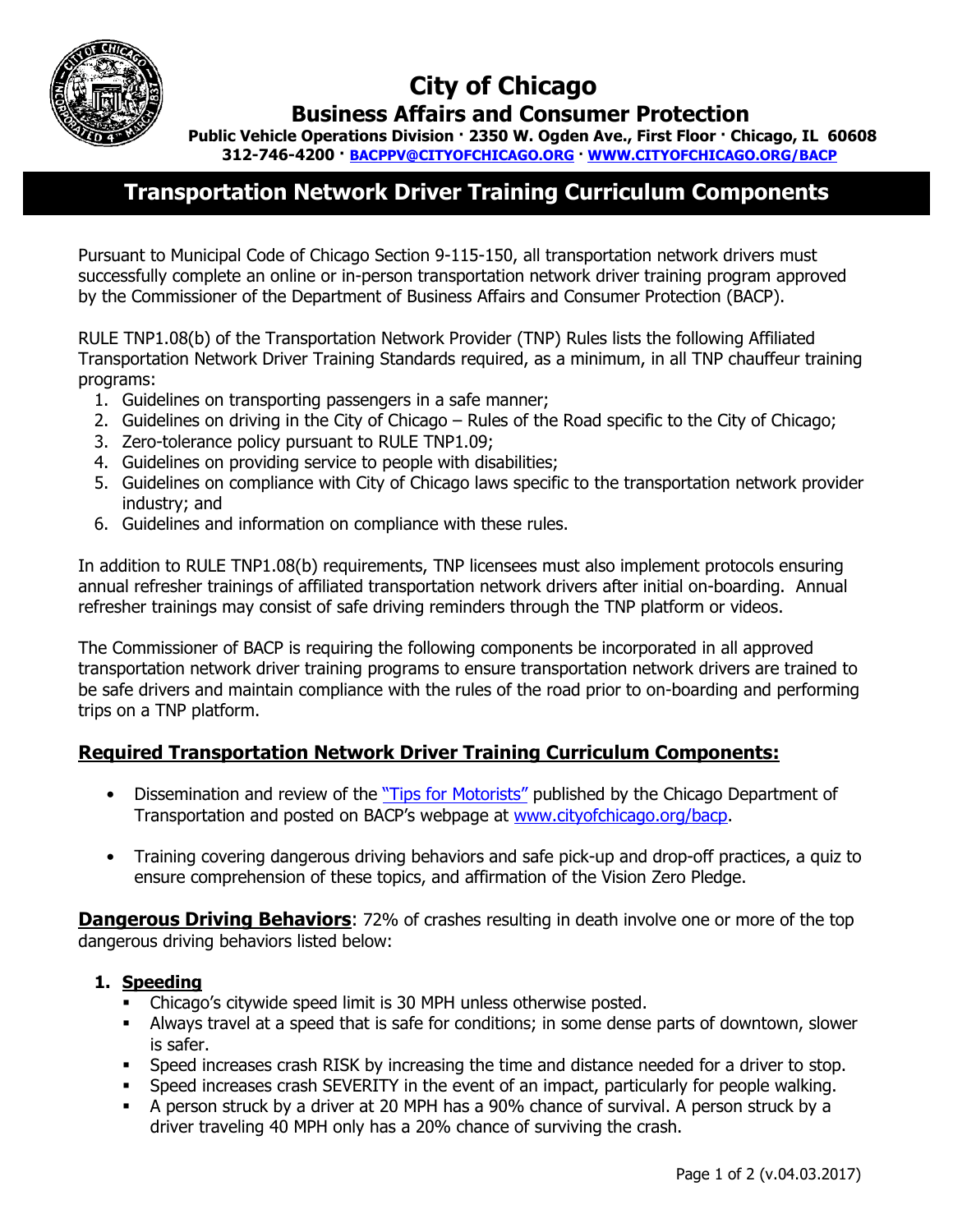# City of Chicago

## Business Affairs and Consumer Protection

**Public Vehicle Operations Division · 2350 W. Ogden Ave., First Floor · Chicago, IL 60608**
**312-746-4200 · BACPPV@CITYOFCHICAGO.ORG · WWW.CITYOFCHICAGO.ORG/BACP**

# Transportation Network Driver Training Curriculum Components

Pursuant to Municipal Code of Chicago Section 9-115-150, all transportation network drivers must successfully complete an online or in-person transportation network driver training program approved by the Commissioner of the Department of Business Affairs and Consumer Protection (BACP).

RULE TNP1.08(b) of the Transportation Network Provider (TNP) Rules lists the following Affiliated Transportation Network Driver Training Standards required, as a minimum, in all TNP chauffeur training programs:

1. Guidelines on transporting passengers in a safe manner;
2. Guidelines on driving in the City of Chicago – Rules of the Road specific to the City of Chicago;
3. Zero-tolerance policy pursuant to RULE TNP1.09;
4. Guidelines on providing service to people with disabilities;
5. Guidelines on compliance with City of Chicago laws specific to the transportation network provider industry; and
6. Guidelines and information on compliance with these rules.

In addition to RULE TNP1.08(b) requirements, TNP licensees must also implement protocols ensuring annual refresher trainings of affiliated transportation network drivers after initial on-boarding. Annual refresher trainings may consist of safe driving reminders through the TNP platform or videos.

The Commissioner of BACP is requiring the following components be incorporated in all approved transportation network driver training programs to ensure transportation network drivers are trained to be safe drivers and maintain compliance with the rules of the road prior to on-boarding and performing trips on a TNP platform.

## Required Transportation Network Driver Training Curriculum Components:

- Dissemination and review of the "Tips for Motorists" published by the Chicago Department of Transportation and posted on BACP's webpage at www.cityofchicago.org/bacp.
- Training covering dangerous driving behaviors and safe pick-up and drop-off practices, a quiz to ensure comprehension of these topics, and affirmation of the Vision Zero Pledge.

**Dangerous Driving Behaviors**: 72% of crashes resulting in death involve one or more of the top dangerous driving behaviors listed below:

1. **Speeding**
   - Chicago's citywide speed limit is 30 MPH unless otherwise posted.
   - Always travel at a speed that is safe for conditions; in some dense parts of downtown, slower is safer.
   - Speed increases crash RISK by increasing the time and distance needed for a driver to stop.
   - Speed increases crash SEVERITY in the event of an impact, particularly for people walking.
   - A person struck by a driver at 20 MPH has a 90% chance of survival. A person struck by a driver traveling 40 MPH only has a 20% chance of surviving the crash.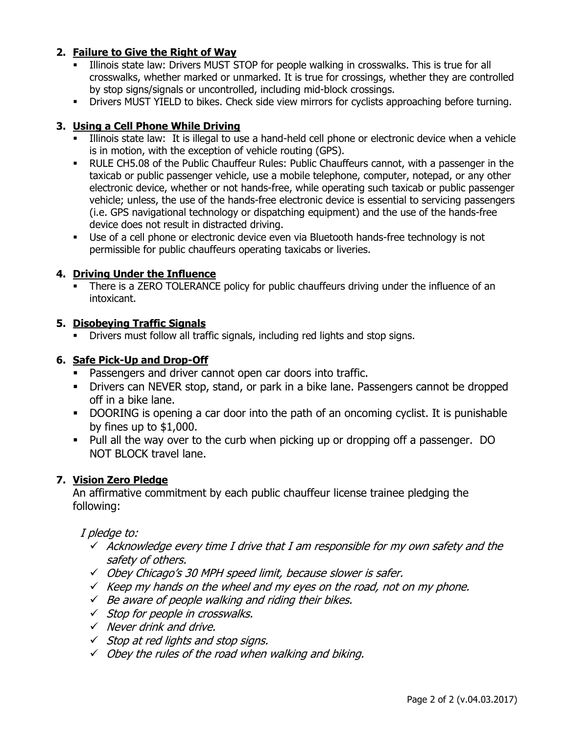2. **Failure to Give the Right of Way**
   - Illinois state law: Drivers MUST STOP for people walking in crosswalks. This is true for all crosswalks, whether marked or unmarked. It is true for crossings, whether they are controlled by stop signs/signals or uncontrolled, including mid-block crossings.
   - Drivers MUST YIELD to bikes. Check side view mirrors for cyclists approaching before turning.

3. **Using a Cell Phone While Driving**
   - Illinois state law: It is illegal to use a hand-held cell phone or electronic device when a vehicle is in motion, with the exception of vehicle routing (GPS).
   - RULE CH5.08 of the Public Chauffeur Rules: Public Chauffeurs cannot, with a passenger in the taxicab or public passenger vehicle, use a mobile telephone, computer, notepad, or any other electronic device, whether or not hands-free, while operating such taxicab or public passenger vehicle; unless, the use of the hands-free electronic device is essential to servicing passengers (i.e. GPS navigational technology or dispatching equipment) and the use of the hands-free device does not result in distracted driving.
   - Use of a cell phone or electronic device even via Bluetooth hands-free technology is not permissible for public chauffeurs operating taxicabs or liveries.

4. **Driving Under the Influence**
   - There is a ZERO TOLERANCE policy for public chauffeurs driving under the influence of an intoxicant.

5. **Disobeying Traffic Signals**
   - Drivers must follow all traffic signals, including red lights and stop signs.

6. **Safe Pick-Up and Drop-Off**
   - Passengers and driver cannot open car doors into traffic.
   - Drivers can NEVER stop, stand, or park in a bike lane. Passengers cannot be dropped off in a bike lane.
   - DOORING is opening a car door into the path of an oncoming cyclist. It is punishable by fines up to $1,000.
   - Pull all the way over to the curb when picking up or dropping off a passenger. DO NOT BLOCK travel lane.

7. **Vision Zero Pledge**

   An affirmative commitment by each public chauffeur license trainee pledging the following:

   *I pledge to:*
   - ✓ *Acknowledge every time I drive that I am responsible for my own safety and the safety of others.*
   - ✓ *Obey Chicago's 30 MPH speed limit, because slower is safer.*
   - ✓ *Keep my hands on the wheel and my eyes on the road, not on my phone.*
   - ✓ *Be aware of people walking and riding their bikes.*
   - ✓ *Stop for people in crosswalks.*
   - ✓ *Never drink and drive.*
   - ✓ *Stop at red lights and stop signs.*
   - ✓ *Obey the rules of the road when walking and biking.*

(v.04.03.2017)